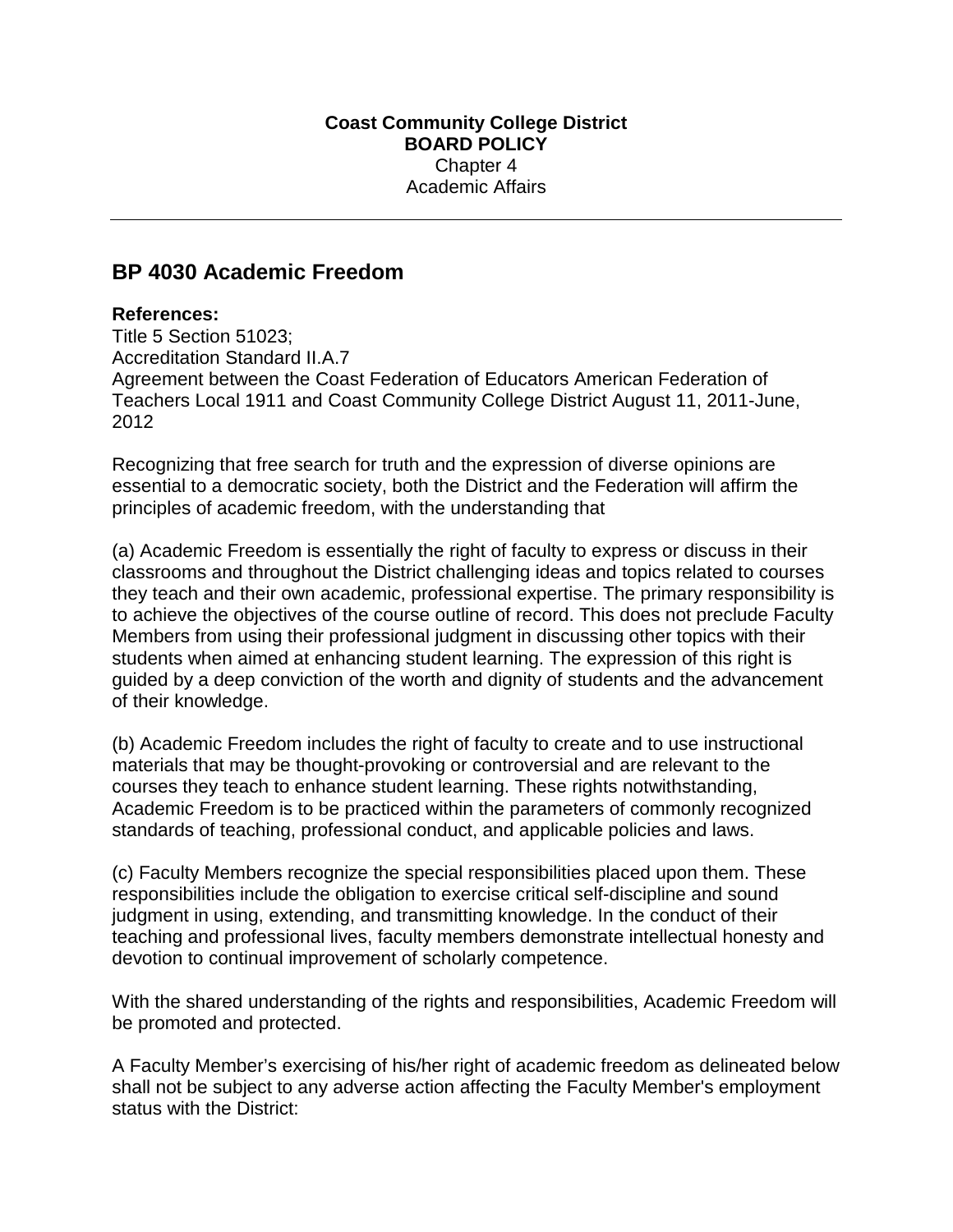**Coast Community College District**
**BOARD POLICY**
Chapter 4
Academic Affairs

---

## BP 4030 Academic Freedom

**References:**
Title 5 Section 51023;
Accreditation Standard II.A.7
Agreement between the Coast Federation of Educators American Federation of Teachers Local 1911 and Coast Community College District August 11, 2011-June, 2012

Recognizing that free search for truth and the expression of diverse opinions are essential to a democratic society, both the District and the Federation will affirm the principles of academic freedom, with the understanding that

(a) Academic Freedom is essentially the right of faculty to express or discuss in their classrooms and throughout the District challenging ideas and topics related to courses they teach and their own academic, professional expertise. The primary responsibility is to achieve the objectives of the course outline of record. This does not preclude Faculty Members from using their professional judgment in discussing other topics with their students when aimed at enhancing student learning. The expression of this right is guided by a deep conviction of the worth and dignity of students and the advancement of their knowledge.

(b) Academic Freedom includes the right of faculty to create and to use instructional materials that may be thought-provoking or controversial and are relevant to the courses they teach to enhance student learning. These rights notwithstanding, Academic Freedom is to be practiced within the parameters of commonly recognized standards of teaching, professional conduct, and applicable policies and laws.

(c) Faculty Members recognize the special responsibilities placed upon them. These responsibilities include the obligation to exercise critical self-discipline and sound judgment in using, extending, and transmitting knowledge. In the conduct of their teaching and professional lives, faculty members demonstrate intellectual honesty and devotion to continual improvement of scholarly competence.

With the shared understanding of the rights and responsibilities, Academic Freedom will be promoted and protected.

A Faculty Member's exercising of his/her right of academic freedom as delineated below shall not be subject to any adverse action affecting the Faculty Member's employment status with the District: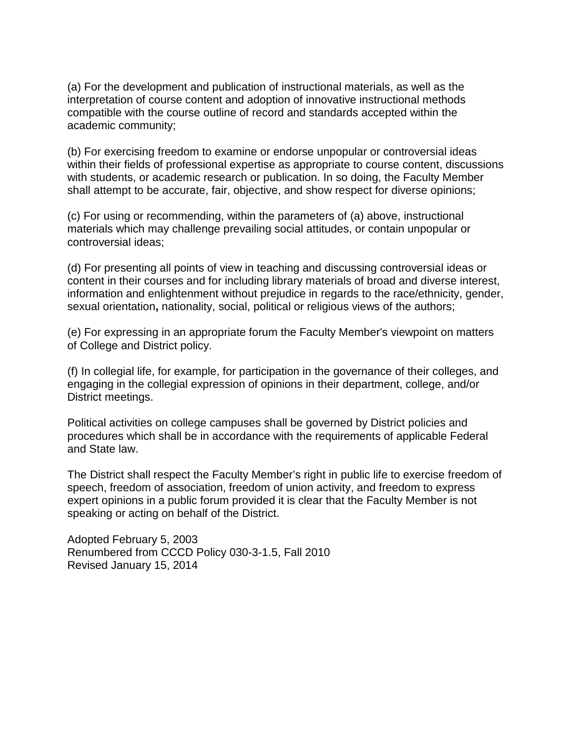(a) For the development and publication of instructional materials, as well as the interpretation of course content and adoption of innovative instructional methods compatible with the course outline of record and standards accepted within the academic community;

(b) For exercising freedom to examine or endorse unpopular or controversial ideas within their fields of professional expertise as appropriate to course content, discussions with students, or academic research or publication. In so doing, the Faculty Member shall attempt to be accurate, fair, objective, and show respect for diverse opinions;

(c) For using or recommending, within the parameters of (a) above, instructional materials which may challenge prevailing social attitudes, or contain unpopular or controversial ideas;

(d) For presenting all points of view in teaching and discussing controversial ideas or content in their courses and for including library materials of broad and diverse interest, information and enlightenment without prejudice in regards to the race/ethnicity, gender, sexual orientation**,** nationality, social, political or religious views of the authors;

(e) For expressing in an appropriate forum the Faculty Member's viewpoint on matters of College and District policy.

(f) In collegial life, for example, for participation in the governance of their colleges, and engaging in the collegial expression of opinions in their department, college, and/or District meetings.

Political activities on college campuses shall be governed by District policies and procedures which shall be in accordance with the requirements of applicable Federal and State law.

The District shall respect the Faculty Member's right in public life to exercise freedom of speech, freedom of association, freedom of union activity, and freedom to express expert opinions in a public forum provided it is clear that the Faculty Member is not speaking or acting on behalf of the District.

Adopted February 5, 2003
Renumbered from CCCD Policy 030-3-1.5, Fall 2010
Revised January 15, 2014